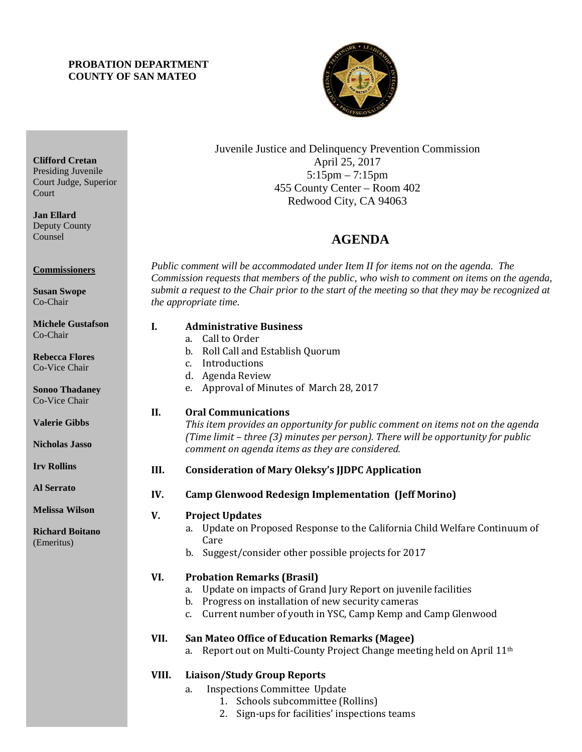**PROBATION DEPARTMENT**
**COUNTY OF SAN MATEO**

**Clifford Cretan**
Presiding Juvenile Court Judge, Superior Court

**Jan Ellard**
Deputy County Counsel

**Commissioners**

**Susan Swope**
Co-Chair

**Michele Gustafson**
Co-Chair

**Rebecca Flores**
Co-Vice Chair

**Sonoo Thadaney**
Co-Vice Chair

**Valerie Gibbs**

**Nicholas Jasso**

**Irv Rollins**

**Al Serrato**

**Melissa Wilson**

**Richard Boitano**
(Emeritus)

Juvenile Justice and Delinquency Prevention Commission
April 25, 2017
5:15pm – 7:15pm
455 County Center – Room 402
Redwood City, CA 94063

# AGENDA

*Public comment will be accommodated under Item II for items not on the agenda. The Commission requests that members of the public, who wish to comment on items on the agenda, submit a request to the Chair prior to the start of the meeting so that they may be recognized at the appropriate time.*

**I. Administrative Business**
- a. Call to Order
- b. Roll Call and Establish Quorum
- c. Introductions
- d. Agenda Review
- e. Approval of Minutes of March 28, 2017

**II. Oral Communications**
*This item provides an opportunity for public comment on items not on the agenda (Time limit – three (3) minutes per person). There will be opportunity for public comment on agenda items as they are considered.*

**III. Consideration of Mary Oleksy's JJDPC Application**

**IV. Camp Glenwood Redesign Implementation (Jeff Morino)**

**V. Project Updates**
- a. Update on Proposed Response to the California Child Welfare Continuum of Care
- b. Suggest/consider other possible projects for 2017

**VI. Probation Remarks (Brasil)**
- a. Update on impacts of Grand Jury Report on juvenile facilities
- b. Progress on installation of new security cameras
- c. Current number of youth in YSC, Camp Kemp and Camp Glenwood

**VII. San Mateo Office of Education Remarks (Magee)**
- a. Report out on Multi-County Project Change meeting held on April 11th

**VIII. Liaison/Study Group Reports**
- a. Inspections Committee Update
  1. Schools subcommittee (Rollins)
  2. Sign-ups for facilities' inspections teams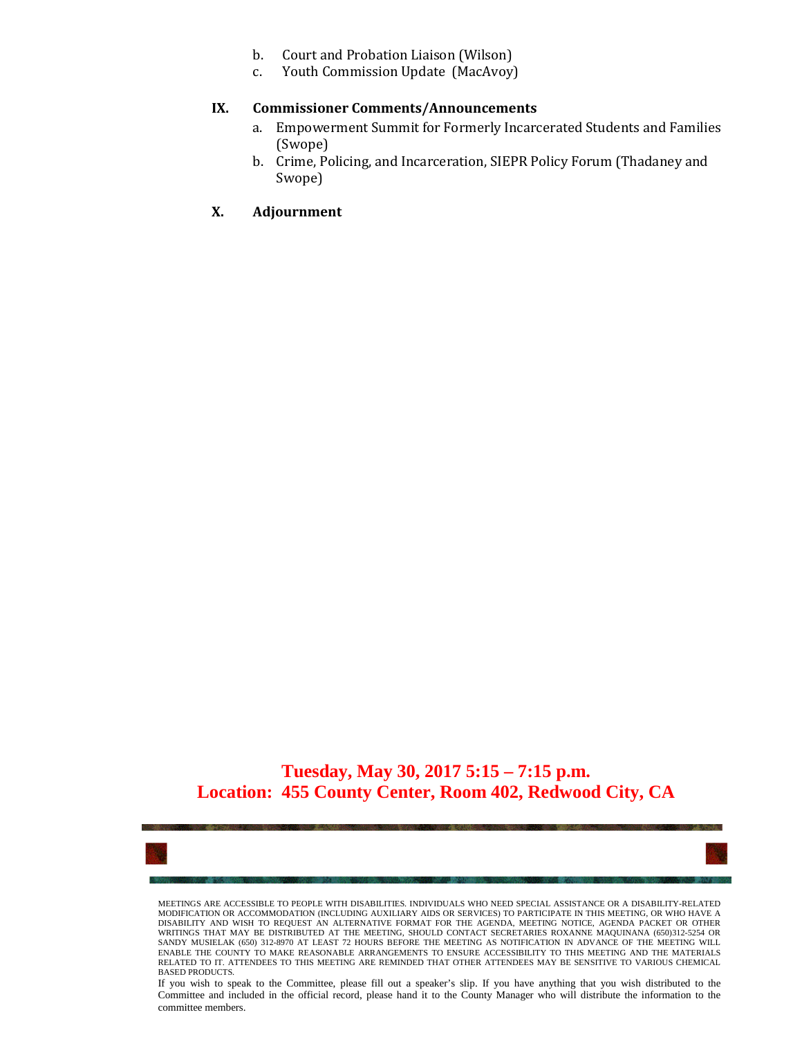b. Court and Probation Liaison (Wilson)
c. Youth Commission Update (MacAvoy)

**IX. Commissioner Comments/Announcements**

a. Empowerment Summit for Formerly Incarcerated Students and Families (Swope)
b. Crime, Policing, and Incarceration, SIEPR Policy Forum (Thadaney and Swope)

**X. Adjournment**

**Tuesday, May 30, 2017 5:15 – 7:15 p.m.**
**Location: 455 County Center, Room 402, Redwood City, CA**

MEETINGS ARE ACCESSIBLE TO PEOPLE WITH DISABILITIES. INDIVIDUALS WHO NEED SPECIAL ASSISTANCE OR A DISABILITY-RELATED MODIFICATION OR ACCOMMODATION (INCLUDING AUXILIARY AIDS OR SERVICES) TO PARTICIPATE IN THIS MEETING, OR WHO HAVE A DISABILITY AND WISH TO REQUEST AN ALTERNATIVE FORMAT FOR THE AGENDA, MEETING NOTICE, AGENDA PACKET OR OTHER WRITINGS THAT MAY BE DISTRIBUTED AT THE MEETING, SHOULD CONTACT SECRETARIES ROXANNE MAQUINANA (650)312-5254 OR SANDY MUSIELAK (650) 312-8970 AT LEAST 72 HOURS BEFORE THE MEETING AS NOTIFICATION IN ADVANCE OF THE MEETING WILL ENABLE THE COUNTY TO MAKE REASONABLE ARRANGEMENTS TO ENSURE ACCESSIBILITY TO THIS MEETING AND THE MATERIALS RELATED TO IT. ATTENDEES TO THIS MEETING ARE REMINDED THAT OTHER ATTENDEES MAY BE SENSITIVE TO VARIOUS CHEMICAL BASED PRODUCTS.

If you wish to speak to the Committee, please fill out a speaker's slip. If you have anything that you wish distributed to the Committee and included in the official record, please hand it to the County Manager who will distribute the information to the committee members.